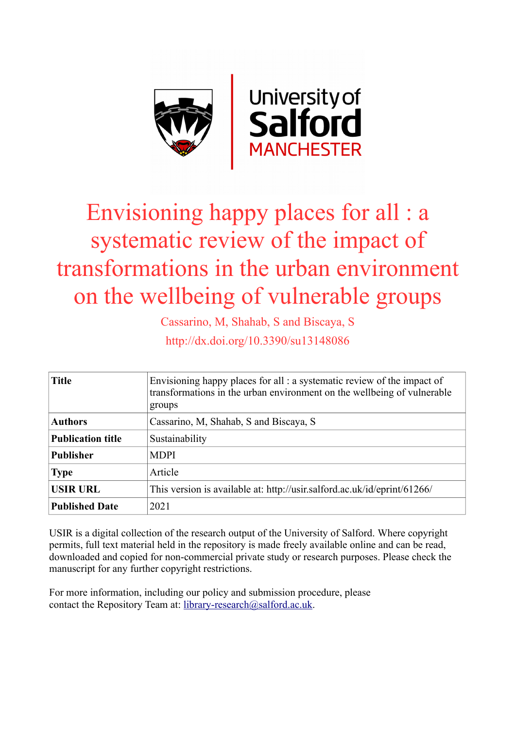University of Salford MANCHESTER

# Envisioning happy places for all : a systematic review of the impact of transformations in the urban environment on the wellbeing of vulnerable groups

Cassarino, M, Shahab, S and Biscaya, S

http://dx.doi.org/10.3390/su13148086

| Title | Envisioning happy places for all : a systematic review of the impact of transformations in the urban environment on the wellbeing of vulnerable groups |
|---|---|
| Authors | Cassarino, M, Shahab, S and Biscaya, S |
| Publication title | Sustainability |
| Publisher | MDPI |
| Type | Article |
| USIR URL | This version is available at: http://usir.salford.ac.uk/id/eprint/61266/ |
| Published Date | 2021 |

USIR is a digital collection of the research output of the University of Salford. Where copyright permits, full text material held in the repository is made freely available online and can be read, downloaded and copied for non-commercial private study or research purposes. Please check the manuscript for any further copyright restrictions.

For more information, including our policy and submission procedure, please contact the Repository Team at: library-research@salford.ac.uk.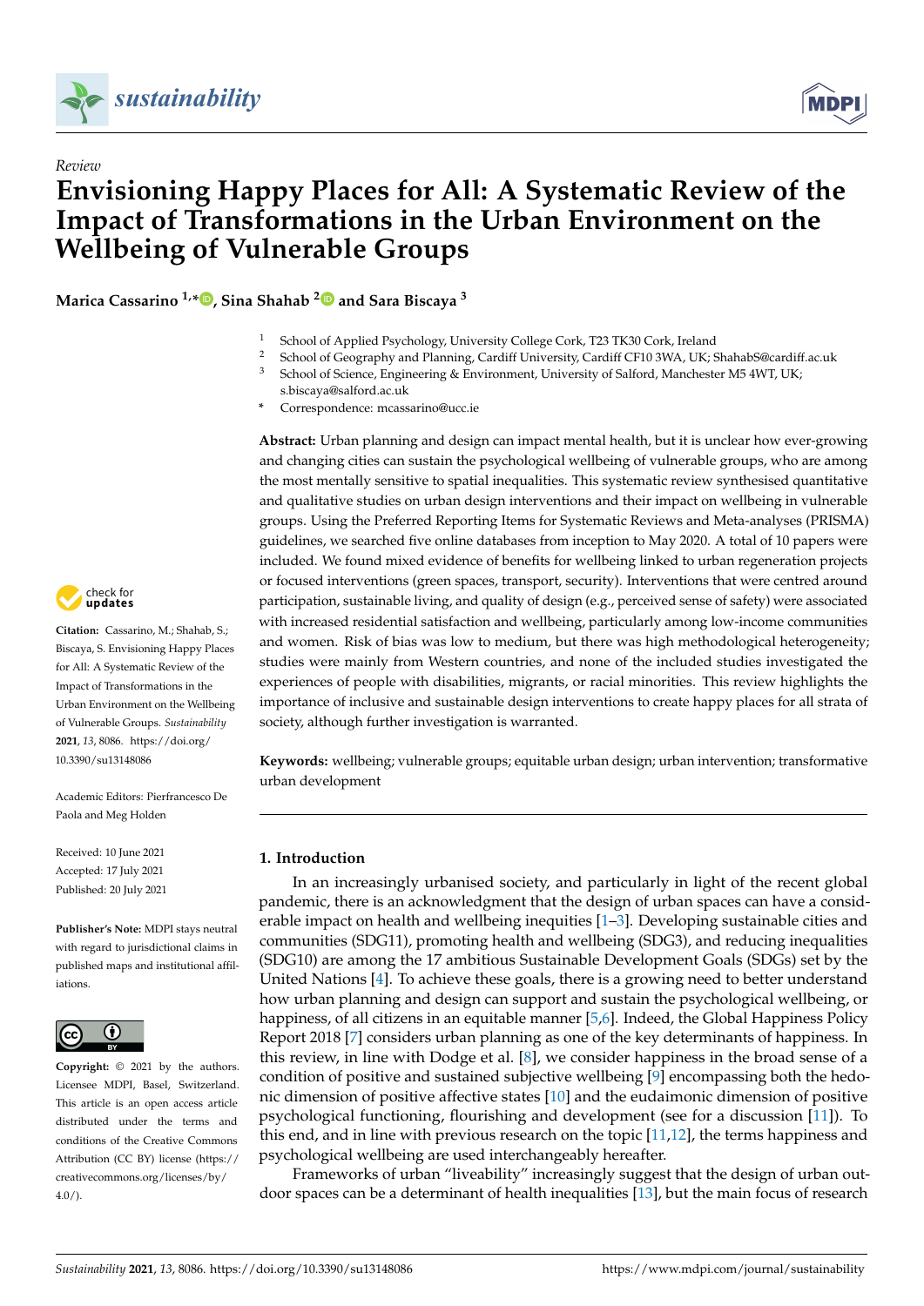Review

# Envisioning Happy Places for All: A Systematic Review of the Impact of Transformations in the Urban Environment on the Wellbeing of Vulnerable Groups

**Marica Cassarino [1,*], Sina Shahab [2] and Sara Biscaya [3]**

[1] School of Applied Psychology, University College Cork, T23 TK30 Cork, Ireland
[2] School of Geography and Planning, Cardiff University, Cardiff CF10 3WA, UK; ShahabS@cardiff.ac.uk
[3] School of Science, Engineering & Environment, University of Salford, Manchester M5 4WT, UK; s.biscaya@salford.ac.uk
* Correspondence: mcassarino@ucc.ie

**Abstract:** Urban planning and design can impact mental health, but it is unclear how ever-growing and changing cities can sustain the psychological wellbeing of vulnerable groups, who are among the most mentally sensitive to spatial inequalities. This systematic review synthesised quantitative and qualitative studies on urban design interventions and their impact on wellbeing in vulnerable groups. Using the Preferred Reporting Items for Systematic Reviews and Meta-analyses (PRISMA) guidelines, we searched five online databases from inception to May 2020. A total of 10 papers were included. We found mixed evidence of benefits for wellbeing linked to urban regeneration projects or focused interventions (green spaces, transport, security). Interventions that were centred around participation, sustainable living, and quality of design (e.g., perceived sense of safety) were associated with increased residential satisfaction and wellbeing, particularly among low-income communities and women. Risk of bias was low to medium, but there was high methodological heterogeneity; studies were mainly from Western countries, and none of the included studies investigated the experiences of people with disabilities, migrants, or racial minorities. This review highlights the importance of inclusive and sustainable design interventions to create happy places for all strata of society, although further investigation is warranted.

**Keywords:** wellbeing; vulnerable groups; equitable urban design; urban intervention; transformative urban development

**Citation:** Cassarino, M.; Shahab, S.; Biscaya, S. Envisioning Happy Places for All: A Systematic Review of the Impact of Transformations in the Urban Environment on the Wellbeing of Vulnerable Groups. *Sustainability* **2021**, *13*, 8086. https://doi.org/10.3390/su13148086

Academic Editors: Pierfrancesco De Paola and Meg Holden

Received: 10 June 2021
Accepted: 17 July 2021
Published: 20 July 2021

**Publisher's Note:** MDPI stays neutral with regard to jurisdictional claims in published maps and institutional affiliations.

**Copyright:** © 2021 by the authors. Licensee MDPI, Basel, Switzerland. This article is an open access article distributed under the terms and conditions of the Creative Commons Attribution (CC BY) license (https://creativecommons.org/licenses/by/4.0/).

## 1. Introduction

In an increasingly urbanised society, and particularly in light of the recent global pandemic, there is an acknowledgment that the design of urban spaces can have a considerable impact on health and wellbeing inequities [1–3]. Developing sustainable cities and communities (SDG11), promoting health and wellbeing (SDG3), and reducing inequalities (SDG10) are among the 17 ambitious Sustainable Development Goals (SDGs) set by the United Nations [4]. To achieve these goals, there is a growing need to better understand how urban planning and design can support and sustain the psychological wellbeing, or happiness, of all citizens in an equitable manner [5,6]. Indeed, the Global Happiness Policy Report 2018 [7] considers urban planning as one of the key determinants of happiness. In this review, in line with Dodge et al. [8], we consider happiness in the broad sense of a condition of positive and sustained subjective wellbeing [9] encompassing both the hedonic dimension of positive affective states [10] and the eudaimonic dimension of positive psychological functioning, flourishing and development (see for a discussion [11]). To this end, and in line with previous research on the topic [11,12], the terms happiness and psychological wellbeing are used interchangeably hereafter.

Frameworks of urban "liveability" increasingly suggest that the design of urban outdoor spaces can be a determinant of health inequalities [13], but the main focus of research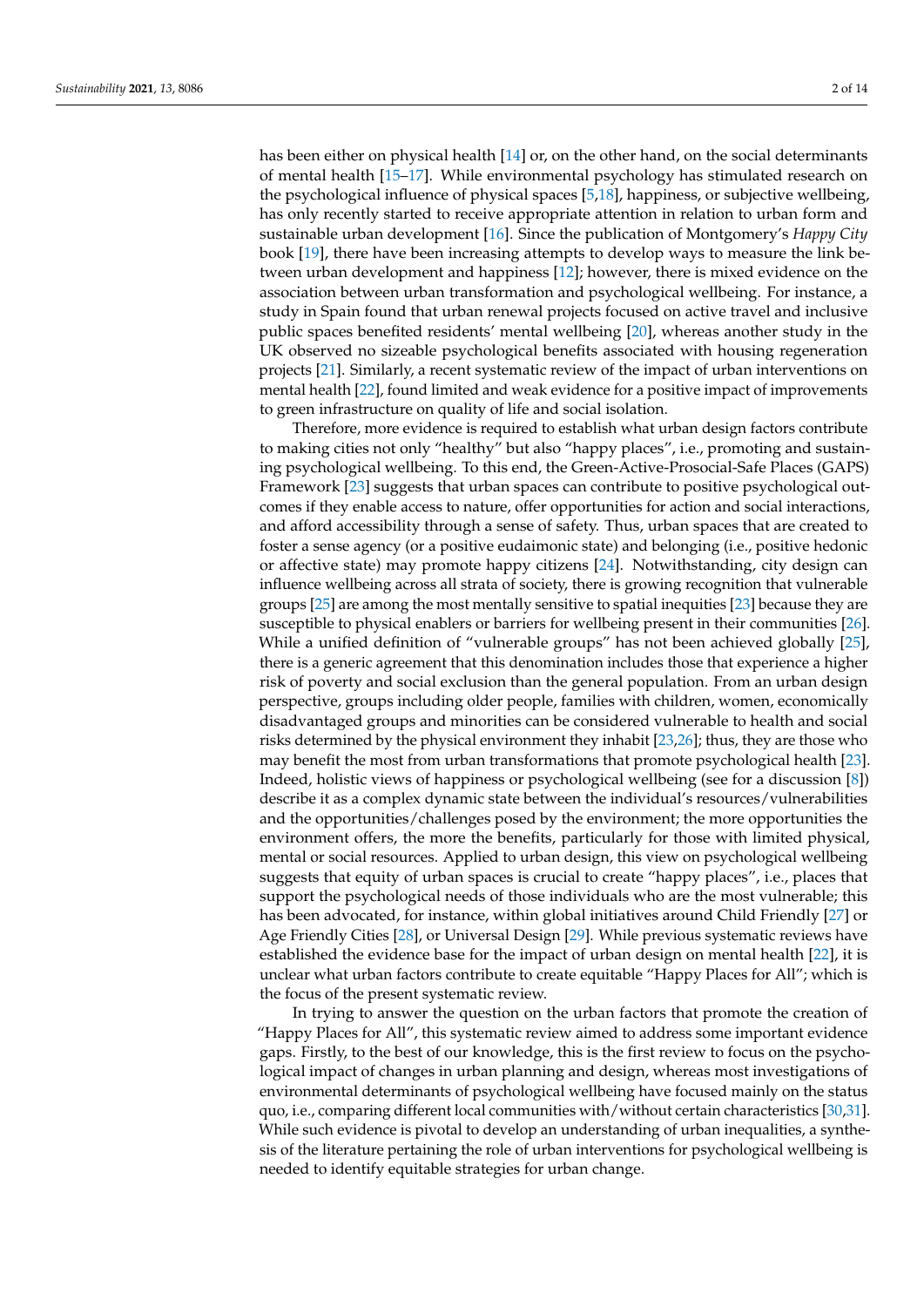has been either on physical health [14] or, on the other hand, on the social determinants of mental health [15–17]. While environmental psychology has stimulated research on the psychological influence of physical spaces [5,18], happiness, or subjective wellbeing, has only recently started to receive appropriate attention in relation to urban form and sustainable urban development [16]. Since the publication of Montgomery's *Happy City* book [19], there have been increasing attempts to develop ways to measure the link between urban development and happiness [12]; however, there is mixed evidence on the association between urban transformation and psychological wellbeing. For instance, a study in Spain found that urban renewal projects focused on active travel and inclusive public spaces benefited residents' mental wellbeing [20], whereas another study in the UK observed no sizeable psychological benefits associated with housing regeneration projects [21]. Similarly, a recent systematic review of the impact of urban interventions on mental health [22], found limited and weak evidence for a positive impact of improvements to green infrastructure on quality of life and social isolation.

Therefore, more evidence is required to establish what urban design factors contribute to making cities not only "healthy" but also "happy places", i.e., promoting and sustaining psychological wellbeing. To this end, the Green-Active-Prosocial-Safe Places (GAPS) Framework [23] suggests that urban spaces can contribute to positive psychological outcomes if they enable access to nature, offer opportunities for action and social interactions, and afford accessibility through a sense of safety. Thus, urban spaces that are created to foster a sense agency (or a positive eudaimonic state) and belonging (i.e., positive hedonic or affective state) may promote happy citizens [24]. Notwithstanding, city design can influence wellbeing across all strata of society, there is growing recognition that vulnerable groups [25] are among the most mentally sensitive to spatial inequities [23] because they are susceptible to physical enablers or barriers for wellbeing present in their communities [26]. While a unified definition of "vulnerable groups" has not been achieved globally [25], there is a generic agreement that this denomination includes those that experience a higher risk of poverty and social exclusion than the general population. From an urban design perspective, groups including older people, families with children, women, economically disadvantaged groups and minorities can be considered vulnerable to health and social risks determined by the physical environment they inhabit [23,26]; thus, they are those who may benefit the most from urban transformations that promote psychological health [23]. Indeed, holistic views of happiness or psychological wellbeing (see for a discussion [8]) describe it as a complex dynamic state between the individual's resources/vulnerabilities and the opportunities/challenges posed by the environment; the more opportunities the environment offers, the more the benefits, particularly for those with limited physical, mental or social resources. Applied to urban design, this view on psychological wellbeing suggests that equity of urban spaces is crucial to create "happy places", i.e., places that support the psychological needs of those individuals who are the most vulnerable; this has been advocated, for instance, within global initiatives around Child Friendly [27] or Age Friendly Cities [28], or Universal Design [29]. While previous systematic reviews have established the evidence base for the impact of urban design on mental health [22], it is unclear what urban factors contribute to create equitable "Happy Places for All"; which is the focus of the present systematic review.

In trying to answer the question on the urban factors that promote the creation of "Happy Places for All", this systematic review aimed to address some important evidence gaps. Firstly, to the best of our knowledge, this is the first review to focus on the psychological impact of changes in urban planning and design, whereas most investigations of environmental determinants of psychological wellbeing have focused mainly on the status quo, i.e., comparing different local communities with/without certain characteristics [30,31]. While such evidence is pivotal to develop an understanding of urban inequalities, a synthesis of the literature pertaining the role of urban interventions for psychological wellbeing is needed to identify equitable strategies for urban change.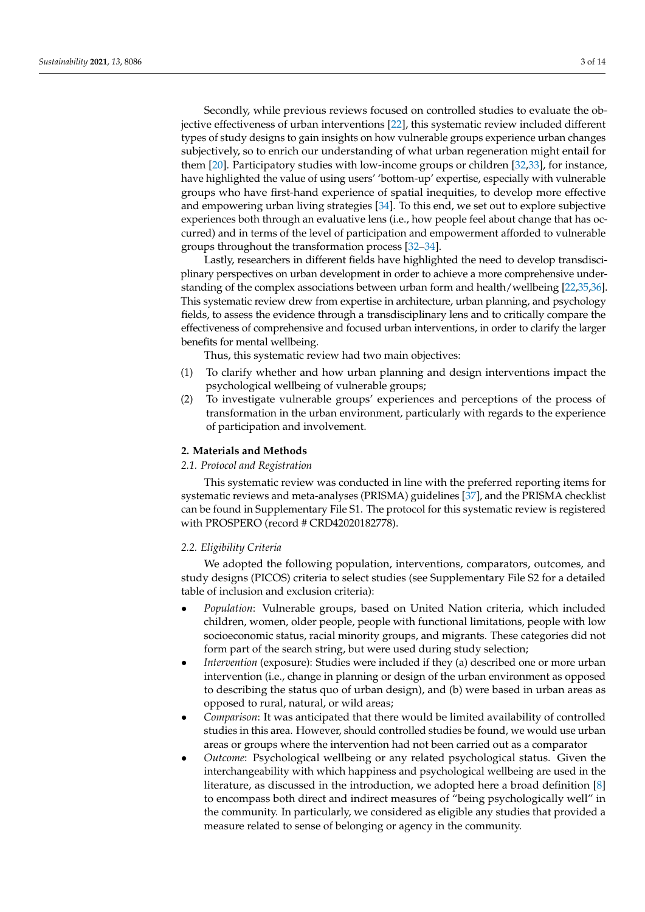Secondly, while previous reviews focused on controlled studies to evaluate the objective effectiveness of urban interventions [22], this systematic review included different types of study designs to gain insights on how vulnerable groups experience urban changes subjectively, so to enrich our understanding of what urban regeneration might entail for them [20]. Participatory studies with low-income groups or children [32,33], for instance, have highlighted the value of using users' 'bottom-up' expertise, especially with vulnerable groups who have first-hand experience of spatial inequities, to develop more effective and empowering urban living strategies [34]. To this end, we set out to explore subjective experiences both through an evaluative lens (i.e., how people feel about change that has occurred) and in terms of the level of participation and empowerment afforded to vulnerable groups throughout the transformation process [32–34].

Lastly, researchers in different fields have highlighted the need to develop transdisciplinary perspectives on urban development in order to achieve a more comprehensive understanding of the complex associations between urban form and health/wellbeing [22,35,36]. This systematic review drew from expertise in architecture, urban planning, and psychology fields, to assess the evidence through a transdisciplinary lens and to critically compare the effectiveness of comprehensive and focused urban interventions, in order to clarify the larger benefits for mental wellbeing.

Thus, this systematic review had two main objectives:

(1) To clarify whether and how urban planning and design interventions impact the psychological wellbeing of vulnerable groups;
(2) To investigate vulnerable groups' experiences and perceptions of the process of transformation in the urban environment, particularly with regards to the experience of participation and involvement.

## 2. Materials and Methods

### 2.1. Protocol and Registration

This systematic review was conducted in line with the preferred reporting items for systematic reviews and meta-analyses (PRISMA) guidelines [37], and the PRISMA checklist can be found in Supplementary File S1. The protocol for this systematic review is registered with PROSPERO (record # CRD42020182778).

### 2.2. Eligibility Criteria

We adopted the following population, interventions, comparators, outcomes, and study designs (PICOS) criteria to select studies (see Supplementary File S2 for a detailed table of inclusion and exclusion criteria):

- *Population*: Vulnerable groups, based on United Nation criteria, which included children, women, older people, people with functional limitations, people with low socioeconomic status, racial minority groups, and migrants. These categories did not form part of the search string, but were used during study selection;
- *Intervention* (exposure): Studies were included if they (a) described one or more urban intervention (i.e., change in planning or design of the urban environment as opposed to describing the status quo of urban design), and (b) were based in urban areas as opposed to rural, natural, or wild areas;
- *Comparison*: It was anticipated that there would be limited availability of controlled studies in this area. However, should controlled studies be found, we would use urban areas or groups where the intervention had not been carried out as a comparator
- *Outcome*: Psychological wellbeing or any related psychological status. Given the interchangeability with which happiness and psychological wellbeing are used in the literature, as discussed in the introduction, we adopted here a broad definition [8] to encompass both direct and indirect measures of "being psychologically well" in the community. In particularly, we considered as eligible any studies that provided a measure related to sense of belonging or agency in the community.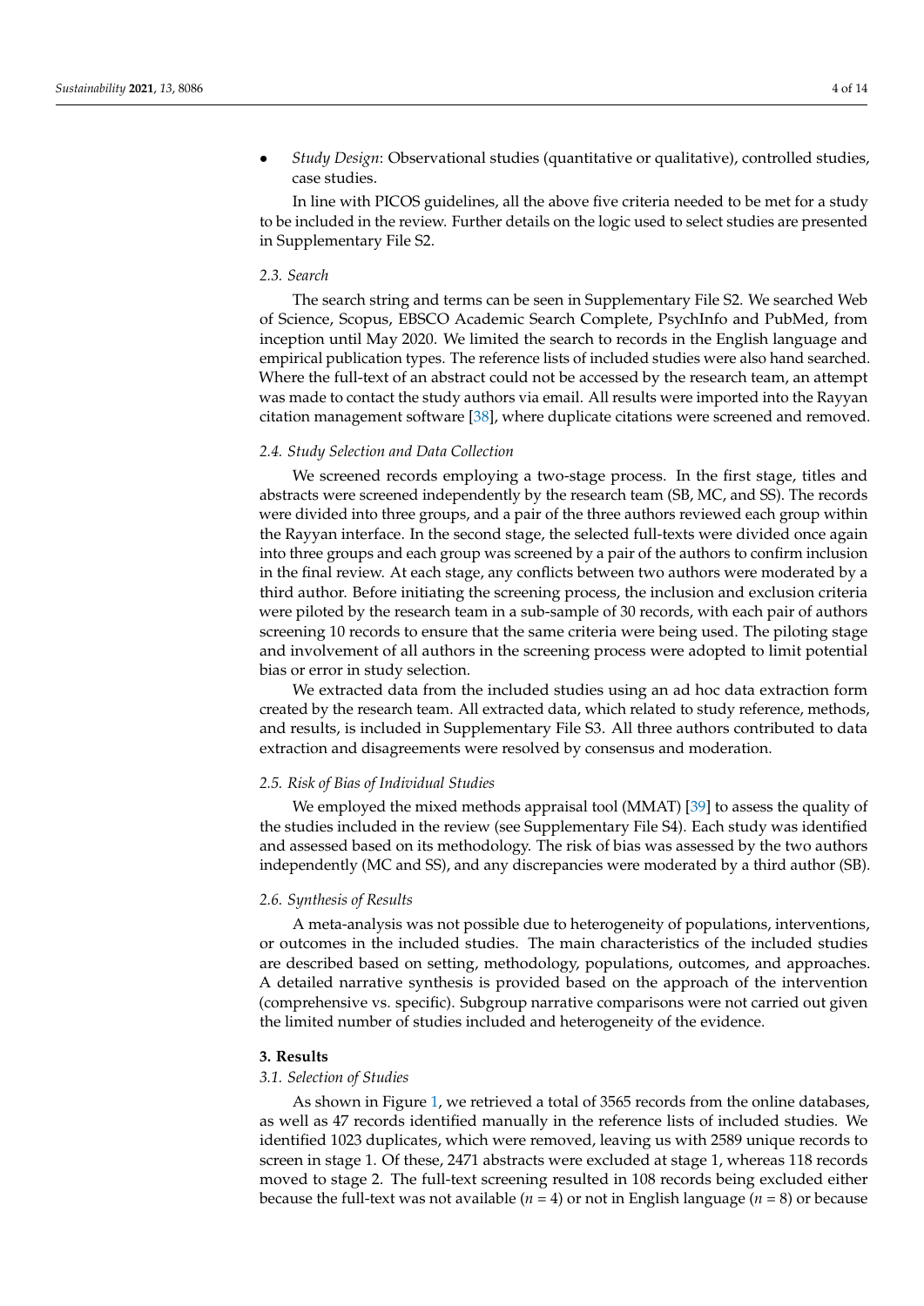- *Study Design*: Observational studies (quantitative or qualitative), controlled studies, case studies.

  In line with PICOS guidelines, all the above five criteria needed to be met for a study to be included in the review. Further details on the logic used to select studies are presented in Supplementary File S2.

### *2.3. Search*

The search string and terms can be seen in Supplementary File S2. We searched Web of Science, Scopus, EBSCO Academic Search Complete, PsychInfo and PubMed, from inception until May 2020. We limited the search to records in the English language and empirical publication types. The reference lists of included studies were also hand searched. Where the full-text of an abstract could not be accessed by the research team, an attempt was made to contact the study authors via email. All results were imported into the Rayyan citation management software [38], where duplicate citations were screened and removed.

### *2.4. Study Selection and Data Collection*

We screened records employing a two-stage process. In the first stage, titles and abstracts were screened independently by the research team (SB, MC, and SS). The records were divided into three groups, and a pair of the three authors reviewed each group within the Rayyan interface. In the second stage, the selected full-texts were divided once again into three groups and each group was screened by a pair of the authors to confirm inclusion in the final review. At each stage, any conflicts between two authors were moderated by a third author. Before initiating the screening process, the inclusion and exclusion criteria were piloted by the research team in a sub-sample of 30 records, with each pair of authors screening 10 records to ensure that the same criteria were being used. The piloting stage and involvement of all authors in the screening process were adopted to limit potential bias or error in study selection.

We extracted data from the included studies using an ad hoc data extraction form created by the research team. All extracted data, which related to study reference, methods, and results, is included in Supplementary File S3. All three authors contributed to data extraction and disagreements were resolved by consensus and moderation.

### *2.5. Risk of Bias of Individual Studies*

We employed the mixed methods appraisal tool (MMAT) [39] to assess the quality of the studies included in the review (see Supplementary File S4). Each study was identified and assessed based on its methodology. The risk of bias was assessed by the two authors independently (MC and SS), and any discrepancies were moderated by a third author (SB).

### *2.6. Synthesis of Results*

A meta-analysis was not possible due to heterogeneity of populations, interventions, or outcomes in the included studies. The main characteristics of the included studies are described based on setting, methodology, populations, outcomes, and approaches. A detailed narrative synthesis is provided based on the approach of the intervention (comprehensive vs. specific). Subgroup narrative comparisons were not carried out given the limited number of studies included and heterogeneity of the evidence.

## **3. Results**

### *3.1. Selection of Studies*

As shown in Figure 1, we retrieved a total of 3565 records from the online databases, as well as 47 records identified manually in the reference lists of included studies. We identified 1023 duplicates, which were removed, leaving us with 2589 unique records to screen in stage 1. Of these, 2471 abstracts were excluded at stage 1, whereas 118 records moved to stage 2. The full-text screening resulted in 108 records being excluded either because the full-text was not available ($n$ = 4) or not in English language ($n$ = 8) or because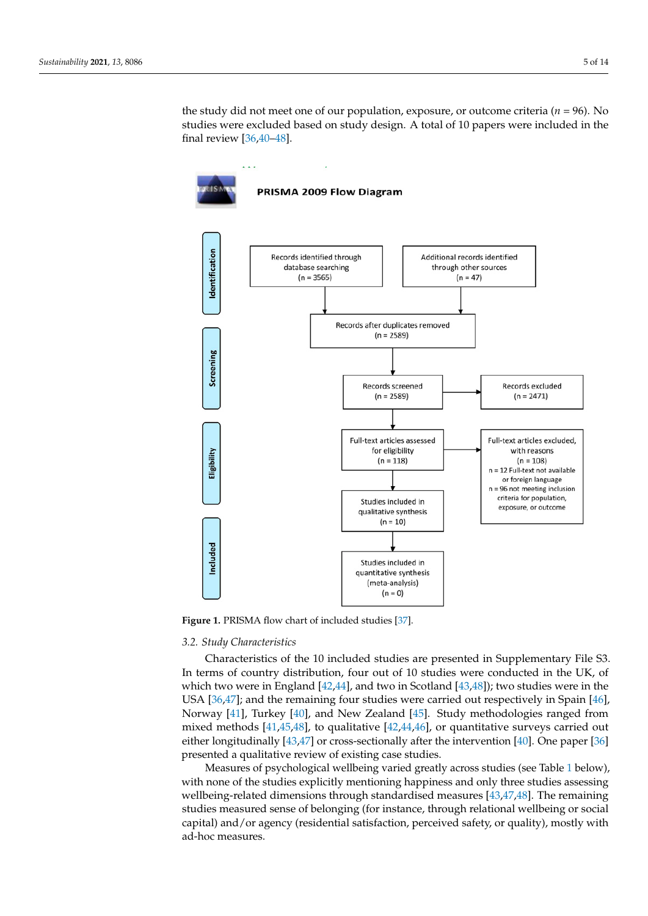the study did not meet one of our population, exposure, or outcome criteria (*n* = 96). No studies were excluded based on study design. A total of 10 papers were included in the final review [36,40–48].

PRISMA 2009 Flow Diagram

Identification

Records identified through database searching (n = 3565)

Additional records identified through other sources (n = 47)

Records after duplicates removed (n = 2589)

Screening

Records screened (n = 2589)

Records excluded (n = 2471)

Eligibility

Full-text articles assessed for eligibility (n = 118)

Full-text articles excluded, with reasons (n = 108)
n = 12 Full-text not available or foreign language
n = 96 not meeting inclusion criteria for population, exposure, or outcome

Included

Studies included in qualitative synthesis (n = 10)

Studies included in quantitative synthesis (meta-analysis) (n = 0)

**Figure 1.** PRISMA flow chart of included studies [37].

### 3.2. Study Characteristics

Characteristics of the 10 included studies are presented in Supplementary File S3. In terms of country distribution, four out of 10 studies were conducted in the UK, of which two were in England [42,44], and two in Scotland [43,48]); two studies were in the USA [36,47]; and the remaining four studies were carried out respectively in Spain [46], Norway [41], Turkey [40], and New Zealand [45]. Study methodologies ranged from mixed methods [41,45,48], to qualitative [42,44,46], or quantitative surveys carried out either longitudinally [43,47] or cross-sectionally after the intervention [40]. One paper [36] presented a qualitative review of existing case studies.

Measures of psychological wellbeing varied greatly across studies (see Table 1 below), with none of the studies explicitly mentioning happiness and only three studies assessing wellbeing-related dimensions through standardised measures [43,47,48]. The remaining studies measured sense of belonging (for instance, through relational wellbeing or social capital) and/or agency (residential satisfaction, perceived safety, or quality), mostly with ad-hoc measures.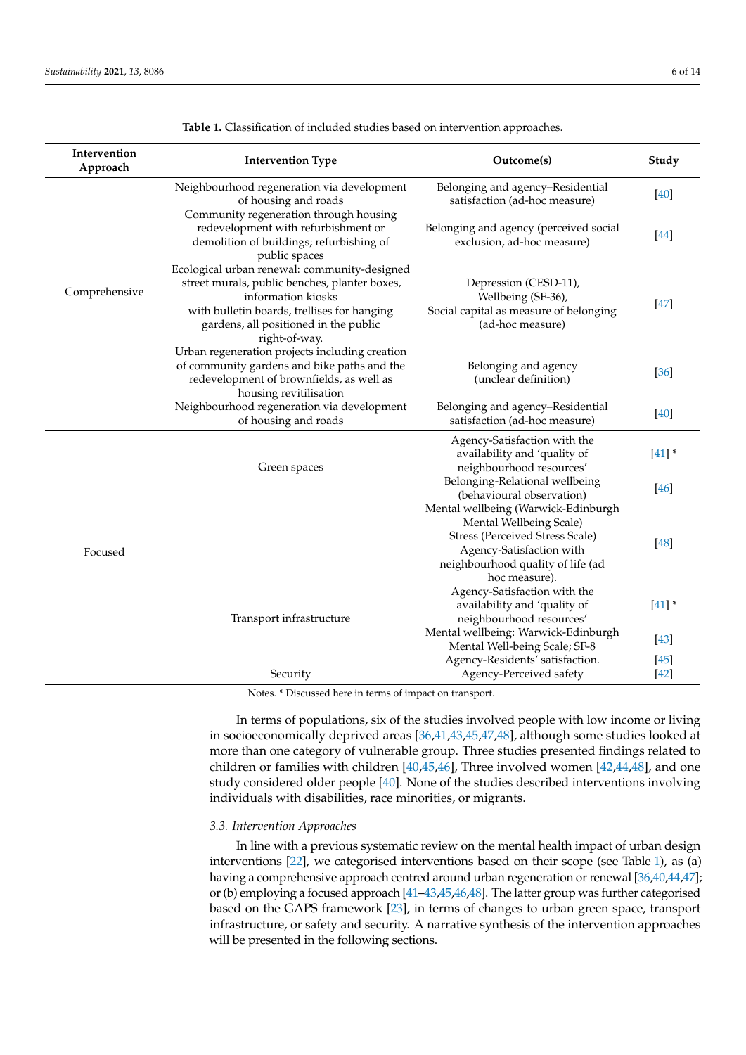Table 1. Classification of included studies based on intervention approaches.

| Intervention Approach | Intervention Type | Outcome(s) | Study |
|---|---|---|---|
| Comprehensive | Neighbourhood regeneration via development of housing and roads | Belonging and agency–Residential satisfaction (ad-hoc measure) | [40] |
| | Community regeneration through housing redevelopment with refurbishment or demolition of buildings; refurbishing of public spaces | Belonging and agency (perceived social exclusion, ad-hoc measure) | [44] |
| | Ecological urban renewal: community-designed street murals, public benches, planter boxes, information kiosks with bulletin boards, trellises for hanging gardens, all positioned in the public right-of-way. | Depression (CESD-11), Wellbeing (SF-36), Social capital as measure of belonging (ad-hoc measure) | [47] |
| | Urban regeneration projects including creation of community gardens and bike paths and the redevelopment of brownfields, as well as housing revitilisation | Belonging and agency (unclear definition) | [36] |
| | Neighbourhood regeneration via development of housing and roads | Belonging and agency–Residential satisfaction (ad-hoc measure) | [40] |
| Focused | Green spaces | Agency-Satisfaction with the availability and 'quality of neighbourhood resources' | [41] * |
| | | Belonging-Relational wellbeing (behavioural observation) | [46] |
| | | Mental wellbeing (Warwick-Edinburgh Mental Wellbeing Scale) Stress (Perceived Stress Scale) Agency-Satisfaction with neighbourhood quality of life (ad hoc measure). | [48] |
| | Transport infrastructure | Agency-Satisfaction with the availability and 'quality of neighbourhood resources' | [41] * |
| | | Mental wellbeing: Warwick-Edinburgh Mental Well-being Scale; SF-8 | [43] |
| | | Agency-Residents' satisfaction. | [45] |
| | Security | Agency-Perceived safety | [42] |

Notes. * Discussed here in terms of impact on transport.

In terms of populations, six of the studies involved people with low income or living in socioeconomically deprived areas [36,41,43,45,47,48], although some studies looked at more than one category of vulnerable group. Three studies presented findings related to children or families with children [40,45,46], Three involved women [42,44,48], and one study considered older people [40]. None of the studies described interventions involving individuals with disabilities, race minorities, or migrants.

### 3.3. Intervention Approaches

In line with a previous systematic review on the mental health impact of urban design interventions [22], we categorised interventions based on their scope (see Table 1), as (a) having a comprehensive approach centred around urban regeneration or renewal [36,40,44,47]; or (b) employing a focused approach [41–43,45,46,48]. The latter group was further categorised based on the GAPS framework [23], in terms of changes to urban green space, transport infrastructure, or safety and security. A narrative synthesis of the intervention approaches will be presented in the following sections.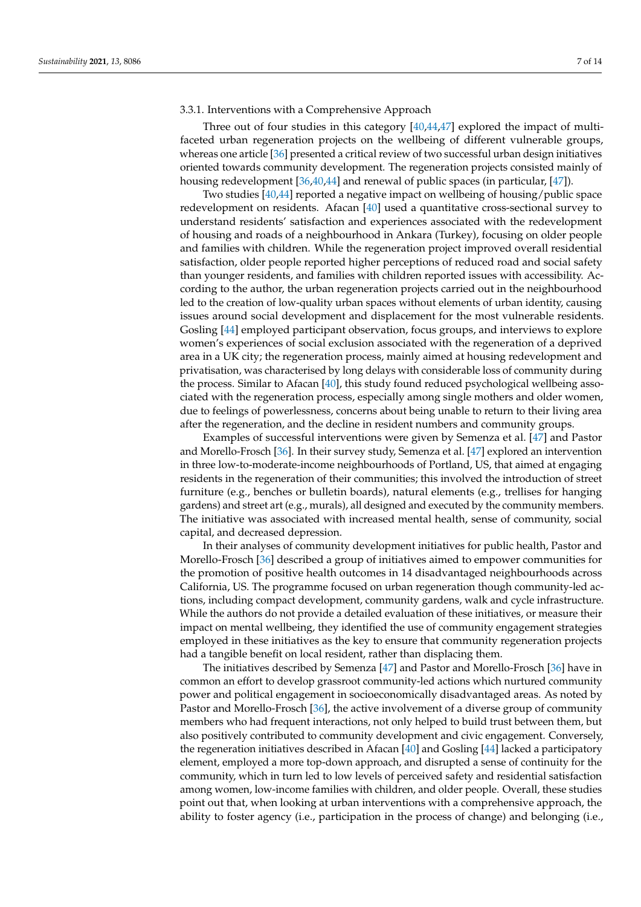#### 3.3.1. Interventions with a Comprehensive Approach

Three out of four studies in this category [40,44,47] explored the impact of multi-faceted urban regeneration projects on the wellbeing of different vulnerable groups, whereas one article [36] presented a critical review of two successful urban design initiatives oriented towards community development. The regeneration projects consisted mainly of housing redevelopment [36,40,44] and renewal of public spaces (in particular, [47]).

Two studies [40,44] reported a negative impact on wellbeing of housing/public space redevelopment on residents. Afacan [40] used a quantitative cross-sectional survey to understand residents' satisfaction and experiences associated with the redevelopment of housing and roads of a neighbourhood in Ankara (Turkey), focusing on older people and families with children. While the regeneration project improved overall residential satisfaction, older people reported higher perceptions of reduced road and social safety than younger residents, and families with children reported issues with accessibility. According to the author, the urban regeneration projects carried out in the neighbourhood led to the creation of low-quality urban spaces without elements of urban identity, causing issues around social development and displacement for the most vulnerable residents. Gosling [44] employed participant observation, focus groups, and interviews to explore women's experiences of social exclusion associated with the regeneration of a deprived area in a UK city; the regeneration process, mainly aimed at housing redevelopment and privatisation, was characterised by long delays with considerable loss of community during the process. Similar to Afacan [40], this study found reduced psychological wellbeing associated with the regeneration process, especially among single mothers and older women, due to feelings of powerlessness, concerns about being unable to return to their living area after the regeneration, and the decline in resident numbers and community groups.

Examples of successful interventions were given by Semenza et al. [47] and Pastor and Morello-Frosch [36]. In their survey study, Semenza et al. [47] explored an intervention in three low-to-moderate-income neighbourhoods of Portland, US, that aimed at engaging residents in the regeneration of their communities; this involved the introduction of street furniture (e.g., benches or bulletin boards), natural elements (e.g., trellises for hanging gardens) and street art (e.g., murals), all designed and executed by the community members. The initiative was associated with increased mental health, sense of community, social capital, and decreased depression.

In their analyses of community development initiatives for public health, Pastor and Morello-Frosch [36] described a group of initiatives aimed to empower communities for the promotion of positive health outcomes in 14 disadvantaged neighbourhoods across California, US. The programme focused on urban regeneration though community-led actions, including compact development, community gardens, walk and cycle infrastructure. While the authors do not provide a detailed evaluation of these initiatives, or measure their impact on mental wellbeing, they identified the use of community engagement strategies employed in these initiatives as the key to ensure that community regeneration projects had a tangible benefit on local resident, rather than displacing them.

The initiatives described by Semenza [47] and Pastor and Morello-Frosch [36] have in common an effort to develop grassroot community-led actions which nurtured community power and political engagement in socioeconomically disadvantaged areas. As noted by Pastor and Morello-Frosch [36], the active involvement of a diverse group of community members who had frequent interactions, not only helped to build trust between them, but also positively contributed to community development and civic engagement. Conversely, the regeneration initiatives described in Afacan [40] and Gosling [44] lacked a participatory element, employed a more top-down approach, and disrupted a sense of continuity for the community, which in turn led to low levels of perceived safety and residential satisfaction among women, low-income families with children, and older people. Overall, these studies point out that, when looking at urban interventions with a comprehensive approach, the ability to foster agency (i.e., participation in the process of change) and belonging (i.e.,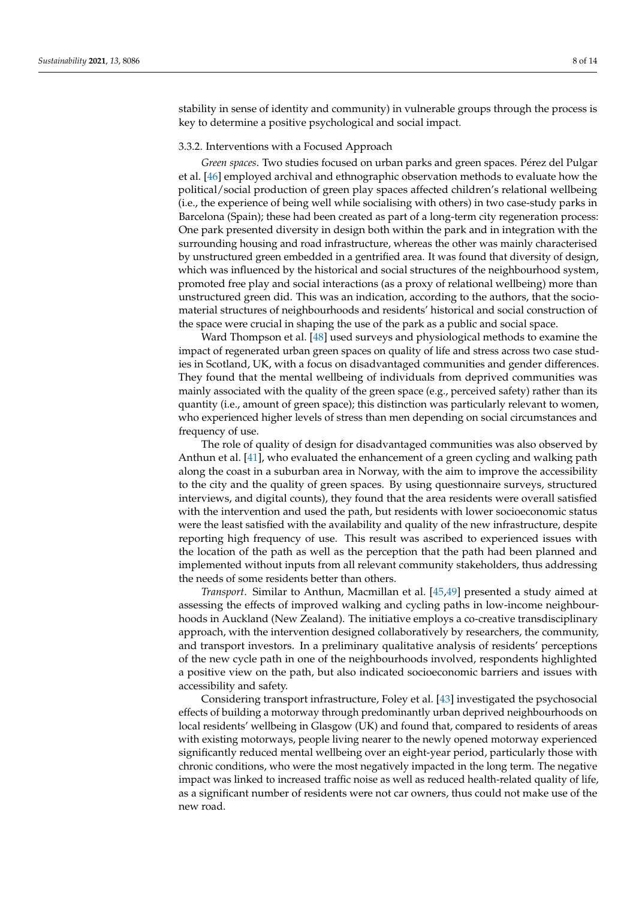stability in sense of identity and community) in vulnerable groups through the process is key to determine a positive psychological and social impact.

#### 3.3.2. Interventions with a Focused Approach

*Green spaces*. Two studies focused on urban parks and green spaces. Pérez del Pulgar et al. [46] employed archival and ethnographic observation methods to evaluate how the political/social production of green play spaces affected children's relational wellbeing (i.e., the experience of being well while socialising with others) in two case-study parks in Barcelona (Spain); these had been created as part of a long-term city regeneration process: One park presented diversity in design both within the park and in integration with the surrounding housing and road infrastructure, whereas the other was mainly characterised by unstructured green embedded in a gentrified area. It was found that diversity of design, which was influenced by the historical and social structures of the neighbourhood system, promoted free play and social interactions (as a proxy of relational wellbeing) more than unstructured green did. This was an indication, according to the authors, that the socio-material structures of neighbourhoods and residents' historical and social construction of the space were crucial in shaping the use of the park as a public and social space.

Ward Thompson et al. [48] used surveys and physiological methods to examine the impact of regenerated urban green spaces on quality of life and stress across two case studies in Scotland, UK, with a focus on disadvantaged communities and gender differences. They found that the mental wellbeing of individuals from deprived communities was mainly associated with the quality of the green space (e.g., perceived safety) rather than its quantity (i.e., amount of green space); this distinction was particularly relevant to women, who experienced higher levels of stress than men depending on social circumstances and frequency of use.

The role of quality of design for disadvantaged communities was also observed by Anthun et al. [41], who evaluated the enhancement of a green cycling and walking path along the coast in a suburban area in Norway, with the aim to improve the accessibility to the city and the quality of green spaces. By using questionnaire surveys, structured interviews, and digital counts), they found that the area residents were overall satisfied with the intervention and used the path, but residents with lower socioeconomic status were the least satisfied with the availability and quality of the new infrastructure, despite reporting high frequency of use. This result was ascribed to experienced issues with the location of the path as well as the perception that the path had been planned and implemented without inputs from all relevant community stakeholders, thus addressing the needs of some residents better than others.

*Transport*. Similar to Anthun, Macmillan et al. [45,49] presented a study aimed at assessing the effects of improved walking and cycling paths in low-income neighbourhoods in Auckland (New Zealand). The initiative employs a co-creative transdisciplinary approach, with the intervention designed collaboratively by researchers, the community, and transport investors. In a preliminary qualitative analysis of residents' perceptions of the new cycle path in one of the neighbourhoods involved, respondents highlighted a positive view on the path, but also indicated socioeconomic barriers and issues with accessibility and safety.

Considering transport infrastructure, Foley et al. [43] investigated the psychosocial effects of building a motorway through predominantly urban deprived neighbourhoods on local residents' wellbeing in Glasgow (UK) and found that, compared to residents of areas with existing motorways, people living nearer to the newly opened motorway experienced significantly reduced mental wellbeing over an eight-year period, particularly those with chronic conditions, who were the most negatively impacted in the long term. The negative impact was linked to increased traffic noise as well as reduced health-related quality of life, as a significant number of residents were not car owners, thus could not make use of the new road.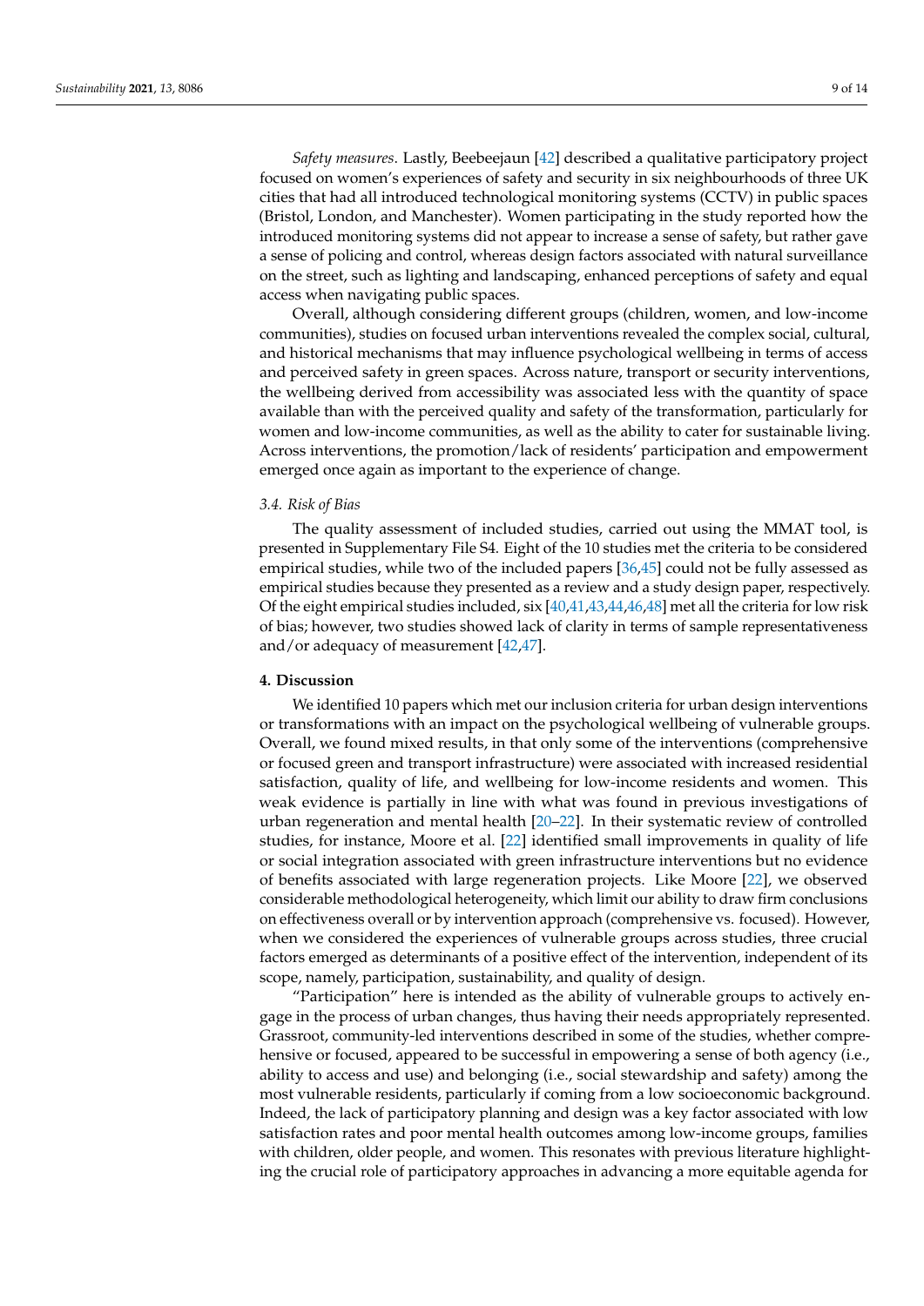*Safety measures.* Lastly, Beebeejaun [42] described a qualitative participatory project focused on women's experiences of safety and security in six neighbourhoods of three UK cities that had all introduced technological monitoring systems (CCTV) in public spaces (Bristol, London, and Manchester). Women participating in the study reported how the introduced monitoring systems did not appear to increase a sense of safety, but rather gave a sense of policing and control, whereas design factors associated with natural surveillance on the street, such as lighting and landscaping, enhanced perceptions of safety and equal access when navigating public spaces.

Overall, although considering different groups (children, women, and low-income communities), studies on focused urban interventions revealed the complex social, cultural, and historical mechanisms that may influence psychological wellbeing in terms of access and perceived safety in green spaces. Across nature, transport or security interventions, the wellbeing derived from accessibility was associated less with the quantity of space available than with the perceived quality and safety of the transformation, particularly for women and low-income communities, as well as the ability to cater for sustainable living. Across interventions, the promotion/lack of residents' participation and empowerment emerged once again as important to the experience of change.

### 3.4. Risk of Bias

The quality assessment of included studies, carried out using the MMAT tool, is presented in Supplementary File S4. Eight of the 10 studies met the criteria to be considered empirical studies, while two of the included papers [36,45] could not be fully assessed as empirical studies because they presented as a review and a study design paper, respectively. Of the eight empirical studies included, six [40,41,43,44,46,48] met all the criteria for low risk of bias; however, two studies showed lack of clarity in terms of sample representativeness and/or adequacy of measurement [42,47].

## 4. Discussion

We identified 10 papers which met our inclusion criteria for urban design interventions or transformations with an impact on the psychological wellbeing of vulnerable groups. Overall, we found mixed results, in that only some of the interventions (comprehensive or focused green and transport infrastructure) were associated with increased residential satisfaction, quality of life, and wellbeing for low-income residents and women. This weak evidence is partially in line with what was found in previous investigations of urban regeneration and mental health [20–22]. In their systematic review of controlled studies, for instance, Moore et al. [22] identified small improvements in quality of life or social integration associated with green infrastructure interventions but no evidence of benefits associated with large regeneration projects. Like Moore [22], we observed considerable methodological heterogeneity, which limit our ability to draw firm conclusions on effectiveness overall or by intervention approach (comprehensive vs. focused). However, when we considered the experiences of vulnerable groups across studies, three crucial factors emerged as determinants of a positive effect of the intervention, independent of its scope, namely, participation, sustainability, and quality of design.

"Participation" here is intended as the ability of vulnerable groups to actively engage in the process of urban changes, thus having their needs appropriately represented. Grassroot, community-led interventions described in some of the studies, whether comprehensive or focused, appeared to be successful in empowering a sense of both agency (i.e., ability to access and use) and belonging (i.e., social stewardship and safety) among the most vulnerable residents, particularly if coming from a low socioeconomic background. Indeed, the lack of participatory planning and design was a key factor associated with low satisfaction rates and poor mental health outcomes among low-income groups, families with children, older people, and women. This resonates with previous literature highlighting the crucial role of participatory approaches in advancing a more equitable agenda for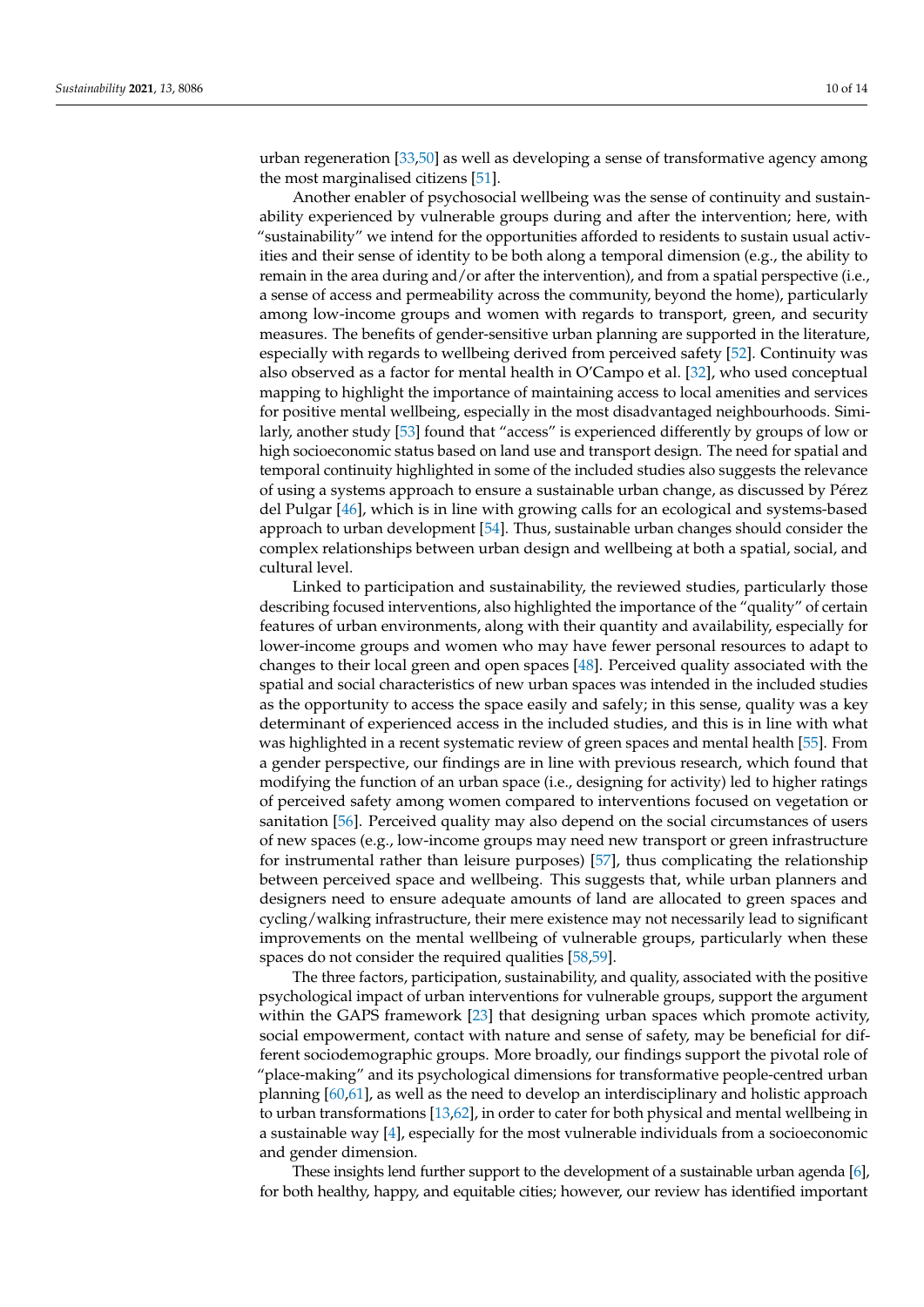urban regeneration [33,50] as well as developing a sense of transformative agency among the most marginalised citizens [51].

Another enabler of psychosocial wellbeing was the sense of continuity and sustainability experienced by vulnerable groups during and after the intervention; here, with "sustainability" we intend for the opportunities afforded to residents to sustain usual activities and their sense of identity to be both along a temporal dimension (e.g., the ability to remain in the area during and/or after the intervention), and from a spatial perspective (i.e., a sense of access and permeability across the community, beyond the home), particularly among low-income groups and women with regards to transport, green, and security measures. The benefits of gender-sensitive urban planning are supported in the literature, especially with regards to wellbeing derived from perceived safety [52]. Continuity was also observed as a factor for mental health in O'Campo et al. [32], who used conceptual mapping to highlight the importance of maintaining access to local amenities and services for positive mental wellbeing, especially in the most disadvantaged neighbourhoods. Similarly, another study [53] found that "access" is experienced differently by groups of low or high socioeconomic status based on land use and transport design. The need for spatial and temporal continuity highlighted in some of the included studies also suggests the relevance of using a systems approach to ensure a sustainable urban change, as discussed by Pérez del Pulgar [46], which is in line with growing calls for an ecological and systems-based approach to urban development [54]. Thus, sustainable urban changes should consider the complex relationships between urban design and wellbeing at both a spatial, social, and cultural level.

Linked to participation and sustainability, the reviewed studies, particularly those describing focused interventions, also highlighted the importance of the "quality" of certain features of urban environments, along with their quantity and availability, especially for lower-income groups and women who may have fewer personal resources to adapt to changes to their local green and open spaces [48]. Perceived quality associated with the spatial and social characteristics of new urban spaces was intended in the included studies as the opportunity to access the space easily and safely; in this sense, quality was a key determinant of experienced access in the included studies, and this is in line with what was highlighted in a recent systematic review of green spaces and mental health [55]. From a gender perspective, our findings are in line with previous research, which found that modifying the function of an urban space (i.e., designing for activity) led to higher ratings of perceived safety among women compared to interventions focused on vegetation or sanitation [56]. Perceived quality may also depend on the social circumstances of users of new spaces (e.g., low-income groups may need new transport or green infrastructure for instrumental rather than leisure purposes) [57], thus complicating the relationship between perceived space and wellbeing. This suggests that, while urban planners and designers need to ensure adequate amounts of land are allocated to green spaces and cycling/walking infrastructure, their mere existence may not necessarily lead to significant improvements on the mental wellbeing of vulnerable groups, particularly when these spaces do not consider the required qualities [58,59].

The three factors, participation, sustainability, and quality, associated with the positive psychological impact of urban interventions for vulnerable groups, support the argument within the GAPS framework [23] that designing urban spaces which promote activity, social empowerment, contact with nature and sense of safety, may be beneficial for different sociodemographic groups. More broadly, our findings support the pivotal role of "place-making" and its psychological dimensions for transformative people-centred urban planning [60,61], as well as the need to develop an interdisciplinary and holistic approach to urban transformations [13,62], in order to cater for both physical and mental wellbeing in a sustainable way [4], especially for the most vulnerable individuals from a socioeconomic and gender dimension.

These insights lend further support to the development of a sustainable urban agenda [6], for both healthy, happy, and equitable cities; however, our review has identified important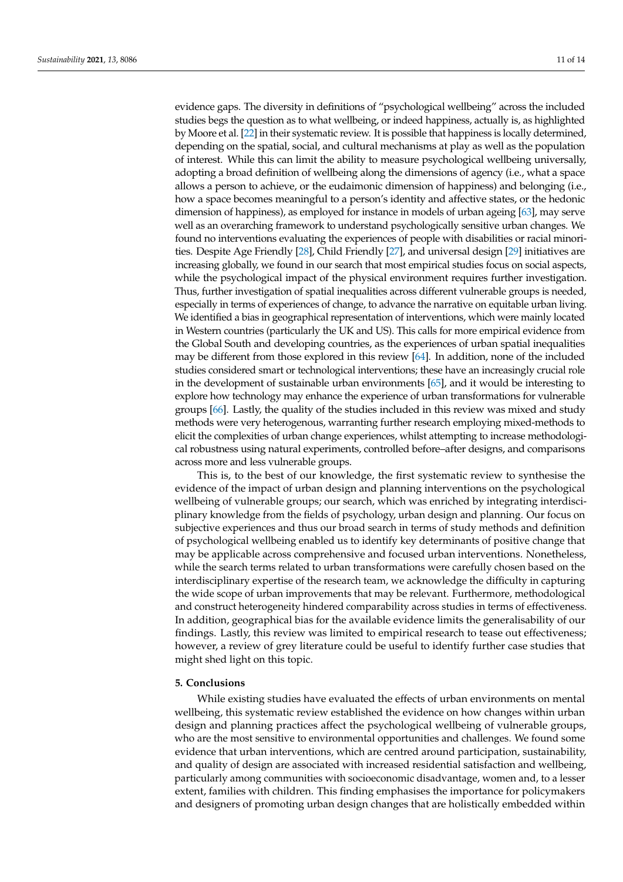evidence gaps. The diversity in definitions of "psychological wellbeing" across the included studies begs the question as to what wellbeing, or indeed happiness, actually is, as highlighted by Moore et al. [22] in their systematic review. It is possible that happiness is locally determined, depending on the spatial, social, and cultural mechanisms at play as well as the population of interest. While this can limit the ability to measure psychological wellbeing universally, adopting a broad definition of wellbeing along the dimensions of agency (i.e., what a space allows a person to achieve, or the eudaimonic dimension of happiness) and belonging (i.e., how a space becomes meaningful to a person's identity and affective states, or the hedonic dimension of happiness), as employed for instance in models of urban ageing [63], may serve well as an overarching framework to understand psychologically sensitive urban changes. We found no interventions evaluating the experiences of people with disabilities or racial minorities. Despite Age Friendly [28], Child Friendly [27], and universal design [29] initiatives are increasing globally, we found in our search that most empirical studies focus on social aspects, while the psychological impact of the physical environment requires further investigation. Thus, further investigation of spatial inequalities across different vulnerable groups is needed, especially in terms of experiences of change, to advance the narrative on equitable urban living. We identified a bias in geographical representation of interventions, which were mainly located in Western countries (particularly the UK and US). This calls for more empirical evidence from the Global South and developing countries, as the experiences of urban spatial inequalities may be different from those explored in this review [64]. In addition, none of the included studies considered smart or technological interventions; these have an increasingly crucial role in the development of sustainable urban environments [65], and it would be interesting to explore how technology may enhance the experience of urban transformations for vulnerable groups [66]. Lastly, the quality of the studies included in this review was mixed and study methods were very heterogenous, warranting further research employing mixed-methods to elicit the complexities of urban change experiences, whilst attempting to increase methodological robustness using natural experiments, controlled before–after designs, and comparisons across more and less vulnerable groups.

This is, to the best of our knowledge, the first systematic review to synthesise the evidence of the impact of urban design and planning interventions on the psychological wellbeing of vulnerable groups; our search, which was enriched by integrating interdisciplinary knowledge from the fields of psychology, urban design and planning. Our focus on subjective experiences and thus our broad search in terms of study methods and definition of psychological wellbeing enabled us to identify key determinants of positive change that may be applicable across comprehensive and focused urban interventions. Nonetheless, while the search terms related to urban transformations were carefully chosen based on the interdisciplinary expertise of the research team, we acknowledge the difficulty in capturing the wide scope of urban improvements that may be relevant. Furthermore, methodological and construct heterogeneity hindered comparability across studies in terms of effectiveness. In addition, geographical bias for the available evidence limits the generalisability of our findings. Lastly, this review was limited to empirical research to tease out effectiveness; however, a review of grey literature could be useful to identify further case studies that might shed light on this topic.

## 5. Conclusions

While existing studies have evaluated the effects of urban environments on mental wellbeing, this systematic review established the evidence on how changes within urban design and planning practices affect the psychological wellbeing of vulnerable groups, who are the most sensitive to environmental opportunities and challenges. We found some evidence that urban interventions, which are centred around participation, sustainability, and quality of design are associated with increased residential satisfaction and wellbeing, particularly among communities with socioeconomic disadvantage, women and, to a lesser extent, families with children. This finding emphasises the importance for policymakers and designers of promoting urban design changes that are holistically embedded within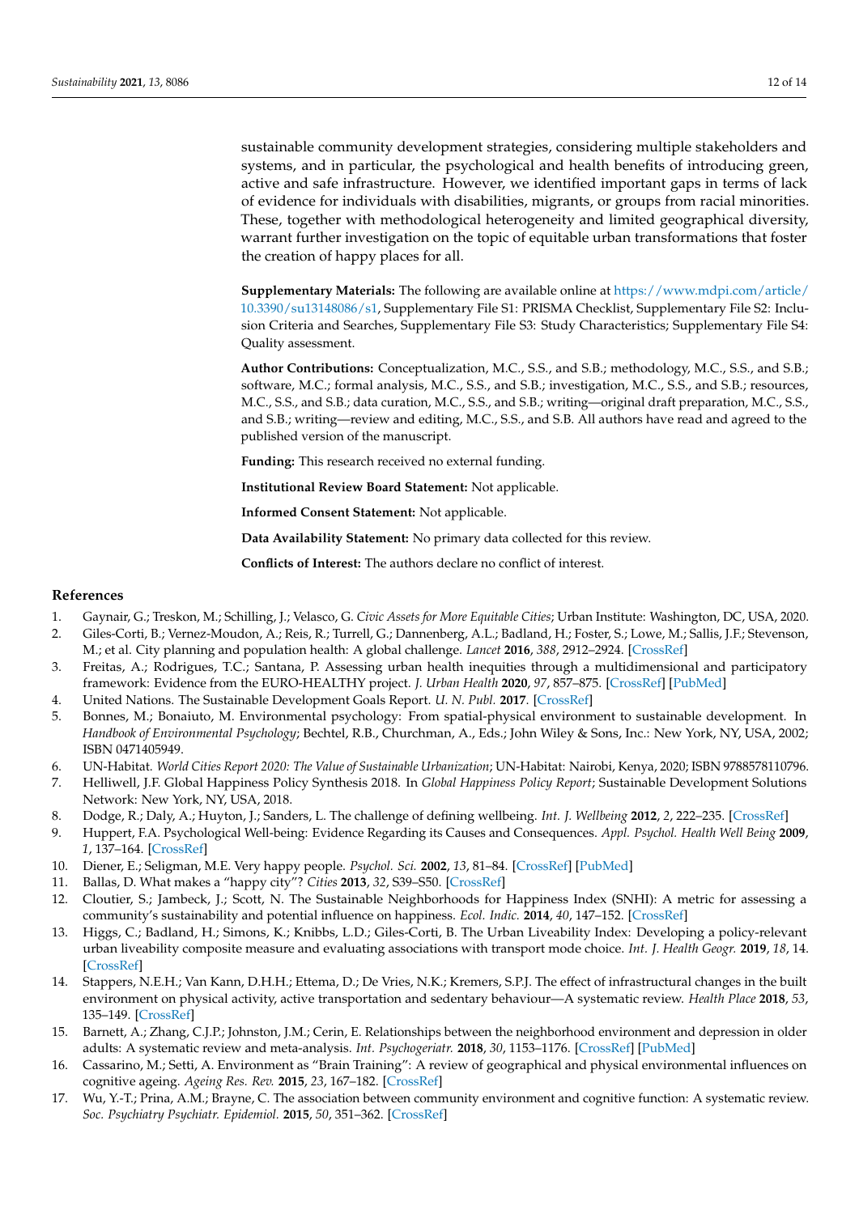sustainable community development strategies, considering multiple stakeholders and systems, and in particular, the psychological and health benefits of introducing green, active and safe infrastructure. However, we identified important gaps in terms of lack of evidence for individuals with disabilities, migrants, or groups from racial minorities. These, together with methodological heterogeneity and limited geographical diversity, warrant further investigation on the topic of equitable urban transformations that foster the creation of happy places for all.

**Supplementary Materials:** The following are available online at https://www.mdpi.com/article/10.3390/su13148086/s1, Supplementary File S1: PRISMA Checklist, Supplementary File S2: Inclusion Criteria and Searches, Supplementary File S3: Study Characteristics; Supplementary File S4: Quality assessment.

**Author Contributions:** Conceptualization, M.C., S.S., and S.B.; methodology, M.C., S.S., and S.B.; software, M.C.; formal analysis, M.C., S.S., and S.B.; investigation, M.C., S.S., and S.B.; resources, M.C., S.S., and S.B.; data curation, M.C., S.S., and S.B.; writing—original draft preparation, M.C., S.S., and S.B.; writing—review and editing, M.C., S.S., and S.B. All authors have read and agreed to the published version of the manuscript.

**Funding:** This research received no external funding.

**Institutional Review Board Statement:** Not applicable.

**Informed Consent Statement:** Not applicable.

**Data Availability Statement:** No primary data collected for this review.

**Conflicts of Interest:** The authors declare no conflict of interest.

## References

1. Gaynair, G.; Treskon, M.; Schilling, J.; Velasco, G. *Civic Assets for More Equitable Cities*; Urban Institute: Washington, DC, USA, 2020.
2. Giles-Corti, B.; Vernez-Moudon, A.; Reis, R.; Turrell, G.; Dannenberg, A.L.; Badland, H.; Foster, S.; Lowe, M.; Sallis, J.F.; Stevenson, M.; et al. City planning and population health: A global challenge. *Lancet* **2016**, *388*, 2912–2924. [CrossRef]
3. Freitas, A.; Rodrigues, T.C.; Santana, P. Assessing urban health inequities through a multidimensional and participatory framework: Evidence from the EURO-HEALTHY project. *J. Urban Health* **2020**, *97*, 857–875. [CrossRef] [PubMed]
4. United Nations. The Sustainable Development Goals Report. *U. N. Publ.* **2017**. [CrossRef]
5. Bonnes, M.; Bonaiuto, M. Environmental psychology: From spatial-physical environment to sustainable development. In *Handbook of Environmental Psychology*; Bechtel, R.B., Churchman, A., Eds.; John Wiley & Sons, Inc.: New York, NY, USA, 2002; ISBN 0471405949.
6. UN-Habitat. *World Cities Report 2020: The Value of Sustainable Urbanization*; UN-Habitat: Nairobi, Kenya, 2020; ISBN 9788578110796.
7. Helliwell, J.F. Global Happiness Policy Synthesis 2018. In *Global Happiness Policy Report*; Sustainable Development Solutions Network: New York, NY, USA, 2018.
8. Dodge, R.; Daly, A.; Huyton, J.; Sanders, L. The challenge of defining wellbeing. *Int. J. Wellbeing* **2012**, *2*, 222–235. [CrossRef]
9. Huppert, F.A. Psychological Well-being: Evidence Regarding its Causes and Consequences. *Appl. Psychol. Health Well Being* **2009**, *1*, 137–164. [CrossRef]
10. Diener, E.; Seligman, M.E. Very happy people. *Psychol. Sci.* **2002**, *13*, 81–84. [CrossRef] [PubMed]
11. Ballas, D. What makes a "happy city"? *Cities* **2013**, *32*, S39–S50. [CrossRef]
12. Cloutier, S.; Jambeck, J.; Scott, N. The Sustainable Neighborhoods for Happiness Index (SNHI): A metric for assessing a community's sustainability and potential influence on happiness. *Ecol. Indic.* **2014**, *40*, 147–152. [CrossRef]
13. Higgs, C.; Badland, H.; Simons, K.; Knibbs, L.D.; Giles-Corti, B. The Urban Liveability Index: Developing a policy-relevant urban liveability composite measure and evaluating associations with transport mode choice. *Int. J. Health Geogr.* **2019**, *18*, 14. [CrossRef]
14. Stappers, N.E.H.; Van Kann, D.H.H.; Ettema, D.; De Vries, N.K.; Kremers, S.P.J. The effect of infrastructural changes in the built environment on physical activity, active transportation and sedentary behaviour—A systematic review. *Health Place* **2018**, *53*, 135–149. [CrossRef]
15. Barnett, A.; Zhang, C.J.P.; Johnston, J.M.; Cerin, E. Relationships between the neighborhood environment and depression in older adults: A systematic review and meta-analysis. *Int. Psychogeriatr.* **2018**, *30*, 1153–1176. [CrossRef] [PubMed]
16. Cassarino, M.; Setti, A. Environment as "Brain Training": A review of geographical and physical environmental influences on cognitive ageing. *Ageing Res. Rev.* **2015**, *23*, 167–182. [CrossRef]
17. Wu, Y.-T.; Prina, A.M.; Brayne, C. The association between community environment and cognitive function: A systematic review. *Soc. Psychiatry Psychiatr. Epidemiol.* **2015**, *50*, 351–362. [CrossRef]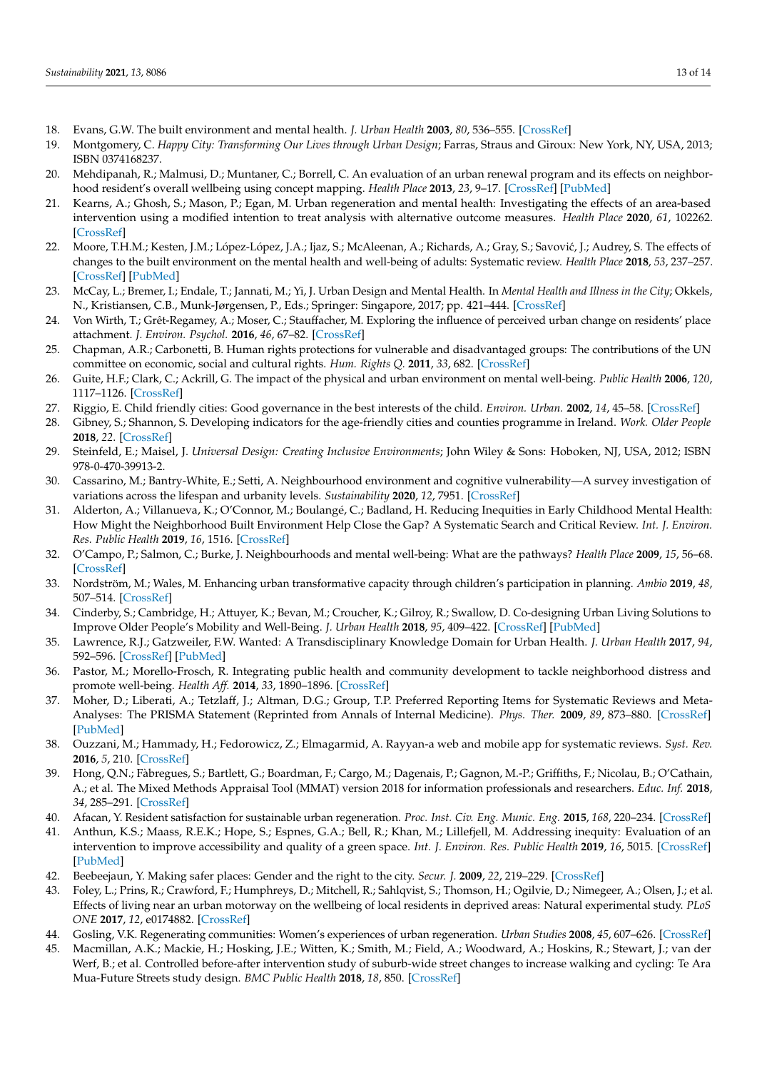18. Evans, G.W. The built environment and mental health. *J. Urban Health* **2003**, *80*, 536–555. [CrossRef]
19. Montgomery, C. *Happy City: Transforming Our Lives through Urban Design*; Farras, Straus and Giroux: New York, NY, USA, 2013; ISBN 0374168237.
20. Mehdipanah, R.; Malmusi, D.; Muntaner, C.; Borrell, C. An evaluation of an urban renewal program and its effects on neighborhood resident's overall wellbeing using concept mapping. *Health Place* **2013**, *23*, 9–17. [CrossRef] [PubMed]
21. Kearns, A.; Ghosh, S.; Mason, P.; Egan, M. Urban regeneration and mental health: Investigating the effects of an area-based intervention using a modified intention to treat analysis with alternative outcome measures. *Health Place* **2020**, *61*, 102262. [CrossRef]
22. Moore, T.H.M.; Kesten, J.M.; López-López, J.A.; Ijaz, S.; McAleenan, A.; Richards, A.; Gray, S.; Savović, J.; Audrey, S. The effects of changes to the built environment on the mental health and well-being of adults: Systematic review. *Health Place* **2018**, *53*, 237–257. [CrossRef] [PubMed]
23. McCay, L.; Bremer, I.; Endale, T.; Jannati, M.; Yi, J. Urban Design and Mental Health. In *Mental Health and Illness in the City*; Okkels, N., Kristiansen, C.B., Munk-Jørgensen, P., Eds.; Springer: Singapore, 2017; pp. 421–444. [CrossRef]
24. Von Wirth, T.; Grêt-Regamey, A.; Moser, C.; Stauffacher, M. Exploring the influence of perceived urban change on residents' place attachment. *J. Environ. Psychol.* **2016**, *46*, 67–82. [CrossRef]
25. Chapman, A.R.; Carbonetti, B. Human rights protections for vulnerable and disadvantaged groups: The contributions of the UN committee on economic, social and cultural rights. *Hum. Rights Q.* **2011**, *33*, 682. [CrossRef]
26. Guite, H.F.; Clark, C.; Ackrill, G. The impact of the physical and urban environment on mental well-being. *Public Health* **2006**, *120*, 1117–1126. [CrossRef]
27. Riggio, E. Child friendly cities: Good governance in the best interests of the child. *Environ. Urban.* **2002**, *14*, 45–58. [CrossRef]
28. Gibney, S.; Shannon, S. Developing indicators for the age-friendly cities and counties programme in Ireland. *Work. Older People* **2018**, *22*. [CrossRef]
29. Steinfeld, E.; Maisel, J. *Universal Design: Creating Inclusive Environments*; John Wiley & Sons: Hoboken, NJ, USA, 2012; ISBN 978-0-470-39913-2.
30. Cassarino, M.; Bantry-White, E.; Setti, A. Neighbourhood environment and cognitive vulnerability—A survey investigation of variations across the lifespan and urbanity levels. *Sustainability* **2020**, *12*, 7951. [CrossRef]
31. Alderton, A.; Villanueva, K.; O'Connor, M.; Boulangé, C.; Badland, H. Reducing Inequities in Early Childhood Mental Health: How Might the Neighborhood Built Environment Help Close the Gap? A Systematic Search and Critical Review. *Int. J. Environ. Res. Public Health* **2019**, *16*, 1516. [CrossRef]
32. O'Campo, P.; Salmon, C.; Burke, J. Neighbourhoods and mental well-being: What are the pathways? *Health Place* **2009**, *15*, 56–68. [CrossRef]
33. Nordström, M.; Wales, M. Enhancing urban transformative capacity through children's participation in planning. *Ambio* **2019**, *48*, 507–514. [CrossRef]
34. Cinderby, S.; Cambridge, H.; Attuyer, K.; Bevan, M.; Croucher, K.; Gilroy, R.; Swallow, D. Co-designing Urban Living Solutions to Improve Older People's Mobility and Well-Being. *J. Urban Health* **2018**, *95*, 409–422. [CrossRef] [PubMed]
35. Lawrence, R.J.; Gatzweiler, F.W. Wanted: A Transdisciplinary Knowledge Domain for Urban Health. *J. Urban Health* **2017**, *94*, 592–596. [CrossRef] [PubMed]
36. Pastor, M.; Morello-Frosch, R. Integrating public health and community development to tackle neighborhood distress and promote well-being. *Health Aff.* **2014**, *33*, 1890–1896. [CrossRef]
37. Moher, D.; Liberati, A.; Tetzlaff, J.; Altman, D.G.; Group, T.P. Preferred Reporting Items for Systematic Reviews and Meta-Analyses: The PRISMA Statement (Reprinted from Annals of Internal Medicine). *Phys. Ther.* **2009**, *89*, 873–880. [CrossRef] [PubMed]
38. Ouzzani, M.; Hammady, H.; Fedorowicz, Z.; Elmagarmid, A. Rayyan-a web and mobile app for systematic reviews. *Syst. Rev.* **2016**, *5*, 210. [CrossRef]
39. Hong, Q.N.; Fàbregues, S.; Bartlett, G.; Boardman, F.; Cargo, M.; Dagenais, P.; Gagnon, M.-P.; Griffiths, F.; Nicolau, B.; O'Cathain, A.; et al. The Mixed Methods Appraisal Tool (MMAT) version 2018 for information professionals and researchers. *Educ. Inf.* **2018**, *34*, 285–291. [CrossRef]
40. Afacan, Y. Resident satisfaction for sustainable urban regeneration. *Proc. Inst. Civ. Eng. Munic. Eng.* **2015**, *168*, 220–234. [CrossRef]
41. Anthun, K.S.; Maass, R.E.K.; Hope, S.; Espnes, G.A.; Bell, R.; Khan, M.; Lillefjell, M. Addressing inequity: Evaluation of an intervention to improve accessibility and quality of a green space. *Int. J. Environ. Res. Public Health* **2019**, *16*, 5015. [CrossRef] [PubMed]
42. Beebeejaun, Y. Making safer places: Gender and the right to the city. *Secur. J.* **2009**, *22*, 219–229. [CrossRef]
43. Foley, L.; Prins, R.; Crawford, F.; Humphreys, D.; Mitchell, R.; Sahlqvist, S.; Thomson, H.; Ogilvie, D.; Nimegeer, A.; Olsen, J.; et al. Effects of living near an urban motorway on the wellbeing of local residents in deprived areas: Natural experimental study. *PLoS ONE* **2017**, *12*, e0174882. [CrossRef]
44. Gosling, V.K. Regenerating communities: Women's experiences of urban regeneration. *Urban Studies* **2008**, *45*, 607–626. [CrossRef]
45. Macmillan, A.K.; Mackie, H.; Hosking, J.E.; Witten, K.; Smith, M.; Field, A.; Woodward, A.; Hoskins, R.; Stewart, J.; van der Werf, B.; et al. Controlled before-after intervention study of suburb-wide street changes to increase walking and cycling: Te Ara Mua-Future Streets study design. *BMC Public Health* **2018**, *18*, 850. [CrossRef]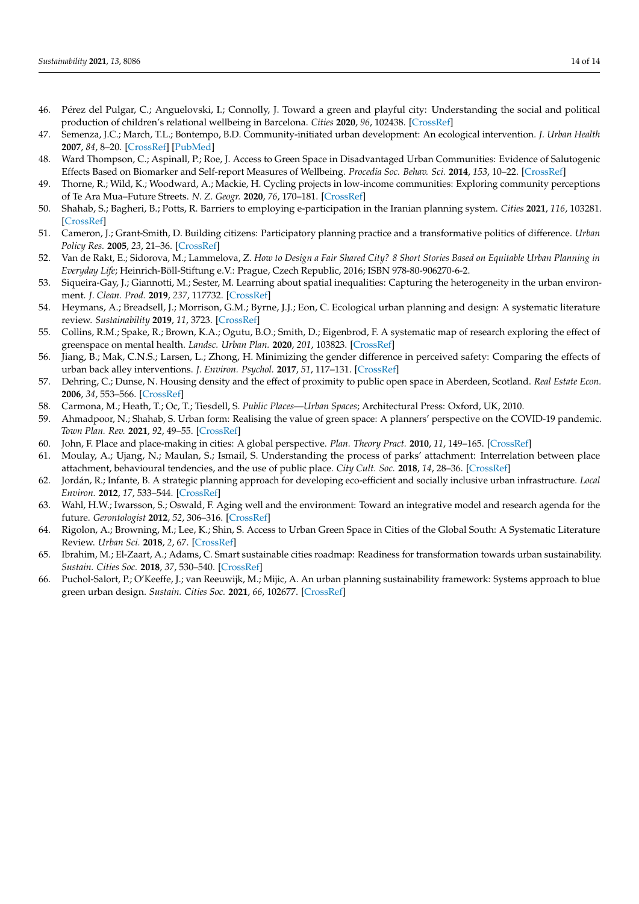46. Pérez del Pulgar, C.; Anguelovski, I.; Connolly, J. Toward a green and playful city: Understanding the social and political production of children's relational wellbeing in Barcelona. *Cities* **2020**, *96*, 102438. [CrossRef]
47. Semenza, J.C.; March, T.L.; Bontempo, B.D. Community-initiated urban development: An ecological intervention. *J. Urban Health* **2007**, *84*, 8–20. [CrossRef] [PubMed]
48. Ward Thompson, C.; Aspinall, P.; Roe, J. Access to Green Space in Disadvantaged Urban Communities: Evidence of Salutogenic Effects Based on Biomarker and Self-report Measures of Wellbeing. *Procedia Soc. Behav. Sci.* **2014**, *153*, 10–22. [CrossRef]
49. Thorne, R.; Wild, K.; Woodward, A.; Mackie, H. Cycling projects in low-income communities: Exploring community perceptions of Te Ara Mua–Future Streets. *N. Z. Geogr.* **2020**, *76*, 170–181. [CrossRef]
50. Shahab, S.; Bagheri, B.; Potts, R. Barriers to employing e-participation in the Iranian planning system. *Cities* **2021**, *116*, 103281. [CrossRef]
51. Cameron, J.; Grant-Smith, D. Building citizens: Participatory planning practice and a transformative politics of difference. *Urban Policy Res.* **2005**, *23*, 21–36. [CrossRef]
52. Van de Rakt, E.; Sidorova, M.; Lammelova, Z. *How to Design a Fair Shared City? 8 Short Stories Based on Equitable Urban Planning in Everyday Life*; Heinrich-Böll-Stiftung e.V.: Prague, Czech Republic, 2016; ISBN 978-80-906270-6-2.
53. Siqueira-Gay, J.; Giannotti, M.; Sester, M. Learning about spatial inequalities: Capturing the heterogeneity in the urban environment. *J. Clean. Prod.* **2019**, *237*, 117732. [CrossRef]
54. Heymans, A.; Breadsell, J.; Morrison, G.M.; Byrne, J.J.; Eon, C. Ecological urban planning and design: A systematic literature review. *Sustainability* **2019**, *11*, 3723. [CrossRef]
55. Collins, R.M.; Spake, R.; Brown, K.A.; Ogutu, B.O.; Smith, D.; Eigenbrod, F. A systematic map of research exploring the effect of greenspace on mental health. *Landsc. Urban Plan.* **2020**, *201*, 103823. [CrossRef]
56. Jiang, B.; Mak, C.N.S.; Larsen, L.; Zhong, H. Minimizing the gender difference in perceived safety: Comparing the effects of urban back alley interventions. *J. Environ. Psychol.* **2017**, *51*, 117–131. [CrossRef]
57. Dehring, C.; Dunse, N. Housing density and the effect of proximity to public open space in Aberdeen, Scotland. *Real Estate Econ.* **2006**, *34*, 553–566. [CrossRef]
58. Carmona, M.; Heath, T.; Oc, T.; Tiesdell, S. *Public Places—Urban Spaces*; Architectural Press: Oxford, UK, 2010.
59. Ahmadpoor, N.; Shahab, S. Urban form: Realising the value of green space: A planners' perspective on the COVID-19 pandemic. *Town Plan. Rev.* **2021**, *92*, 49–55. [CrossRef]
60. John, F. Place and place-making in cities: A global perspective. *Plan. Theory Pract.* **2010**, *11*, 149–165. [CrossRef]
61. Moulay, A.; Ujang, N.; Maulan, S.; Ismail, S. Understanding the process of parks' attachment: Interrelation between place attachment, behavioural tendencies, and the use of public place. *City Cult. Soc.* **2018**, *14*, 28–36. [CrossRef]
62. Jordán, R.; Infante, B. A strategic planning approach for developing eco-efficient and socially inclusive urban infrastructure. *Local Environ.* **2012**, *17*, 533–544. [CrossRef]
63. Wahl, H.W.; Iwarsson, S.; Oswald, F. Aging well and the environment: Toward an integrative model and research agenda for the future. *Gerontologist* **2012**, *52*, 306–316. [CrossRef]
64. Rigolon, A.; Browning, M.; Lee, K.; Shin, S. Access to Urban Green Space in Cities of the Global South: A Systematic Literature Review. *Urban Sci.* **2018**, *2*, 67. [CrossRef]
65. Ibrahim, M.; El-Zaart, A.; Adams, C. Smart sustainable cities roadmap: Readiness for transformation towards urban sustainability. *Sustain. Cities Soc.* **2018**, *37*, 530–540. [CrossRef]
66. Puchol-Salort, P.; O'Keeffe, J.; van Reeuwijk, M.; Mijic, A. An urban planning sustainability framework: Systems approach to blue green urban design. *Sustain. Cities Soc.* **2021**, *66*, 102677. [CrossRef]